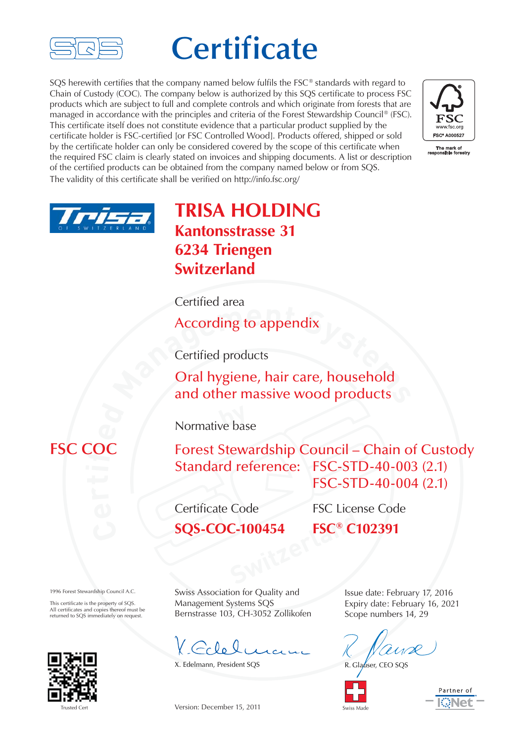# Certificate

SQS herewith certifies that the company named below fulfils the FSC® standards with regard to Chain of Custody (COC). The company below is authorized by this SQS certificate to process FSC products which are subject to full and complete controls and which originate from forests that are managed in accordance with the principles and criteria of the Forest Stewardship Council® (FSC). This certificate itself does not constitute evidence that a particular product supplied by the certificate holder is FSC-certified [or FSC Controlled Wood]. Products offered, shipped or sold by the certificate holder can only be considered covered by the scope of this certificate when the required FSC claim is clearly stated on invoices and shipping documents. A list or description of the certified products can be obtained from the company named below or from SQS.
The validity of this certificate shall be verified on http://info.fsc.org/

FSC
www.fsc.org
FSC® A000527
The mark of responsible forestry

## TRISA HOLDING

**Kantonsstrasse 31**
**6234 Triengen**
**Switzerland**

Certified area

According to appendix

Certified products

Oral hygiene, hair care, household and other massive wood products

Normative base

**FSC COC**

Forest Stewardship Council – Chain of Custody
Standard reference: FSC-STD-40-003 (2.1)
FSC-STD-40-004 (2.1)

| Certificate Code | FSC License Code |
|---|---|
| **SQS-COC-100454** | **FSC® C102391** |

1996 Forest Stewardship Council A.C.

This certificate is the property of SQS. All certificates and copies thereof must be returned to SQS immediately on request.

Swiss Association for Quality and Management Systems SQS
Bernstrasse 103, CH-3052 Zollikofen

Issue date: February 17, 2016
Expiry date: February 16, 2021
Scope numbers 14, 29

X. Edelmann, President SQS

R. Glauser, CEO SQS

Trusted Cert

Version: December 15, 2011

Swiss Made

Partner of IQNet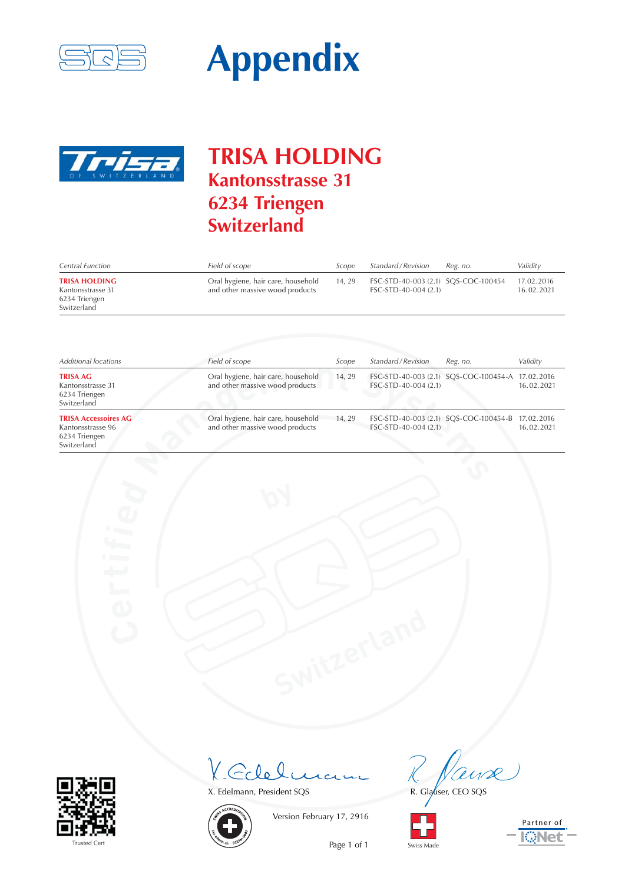# Appendix

## TRISA HOLDING
### Kantonsstrasse 31
### 6234 Triengen
### Switzerland

| *Central Function* | *Field of scope* | *Scope* | *Standard / Revision* | *Reg. no.* | *Validity* |
|---|---|---|---|---|---|
| **TRISA HOLDING** Kantonsstrasse 31 6234 Triengen Switzerland | Oral hygiene, hair care, household and other massive wood products | 14, 29 | FSC-STD-40-003 (2.1) FSC-STD-40-004 (2.1) | SQS-COC-100454 | 17.02.2016 16.02.2021 |

| *Additional locations* | *Field of scope* | *Scope* | *Standard / Revision* | *Reg. no.* | *Validity* |
|---|---|---|---|---|---|
| **TRISA AG** Kantonsstrasse 31 6234 Triengen Switzerland | Oral hygiene, hair care, household and other massive wood products | 14, 29 | FSC-STD-40-003 (2.1) FSC-STD-40-004 (2.1) | SQS-COC-100454-A | 17.02.2016 16.02.2021 |
| **TRISA Accessoires AG** Kantonsstrasse 96 6234 Triengen Switzerland | Oral hygiene, hair care, household and other massive wood products | 14, 29 | FSC-STD-40-003 (2.1) FSC-STD-40-004 (2.1) | SQS-COC-100454-B | 17.02.2016 16.02.2021 |

Trusted Cert

X. Edelmann, President SQS

R. Glauser, CEO SQS

Version February 17, 2916

Swiss Made

Partner of IQNet